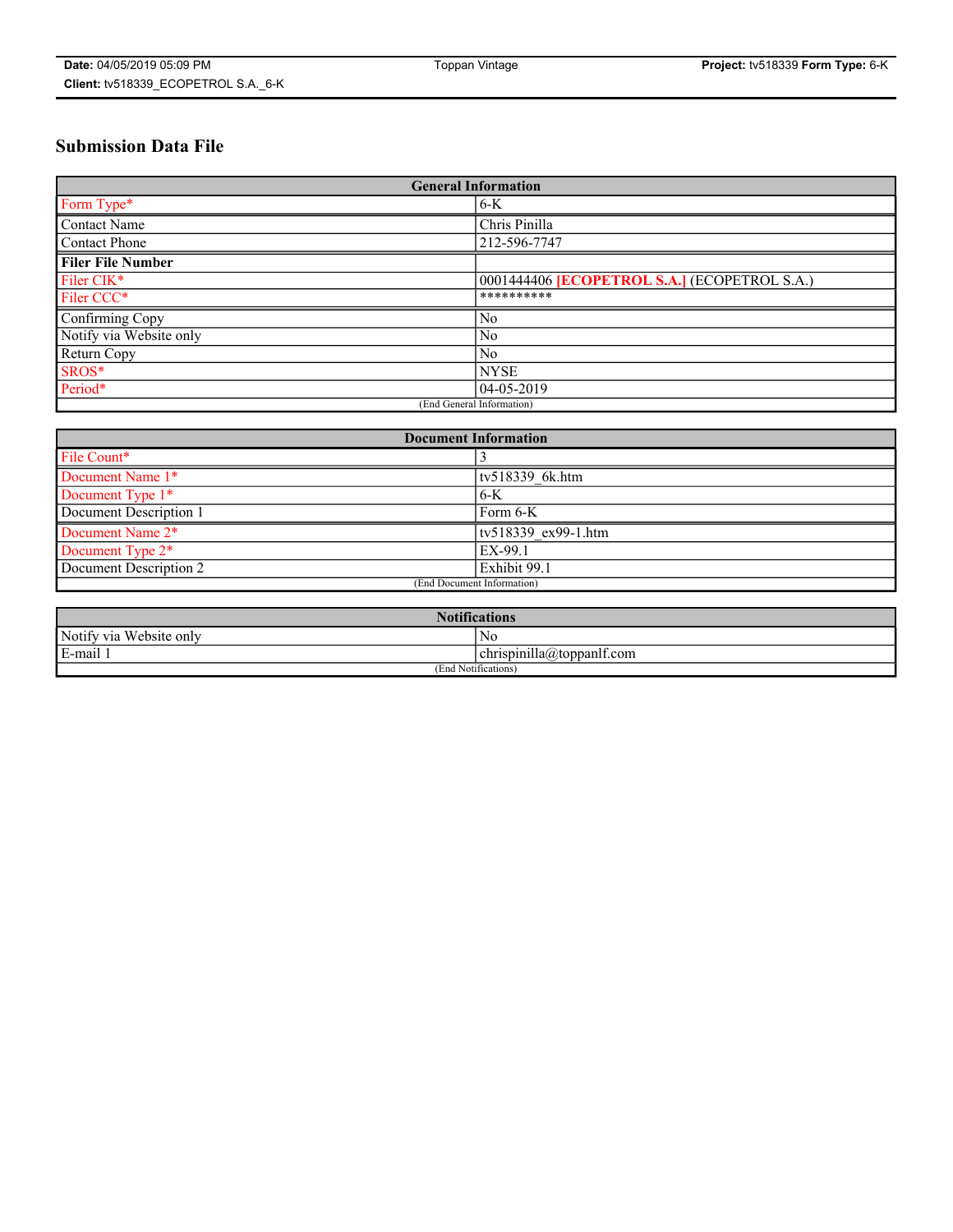# Submission Data File

| General Information | |
|---|---|
| Form Type* | 6-K |
| Contact Name | Chris Pinilla |
| Contact Phone | 212-596-7747 |
| **Filer File Number** | |
| Filer CIK* | 0001444406 **[ECOPETROL S.A.]** (ECOPETROL S.A.) |
| Filer CCC* | ********** |
| Confirming Copy | No |
| Notify via Website only | No |
| Return Copy | No |
| SROS* | NYSE |
| Period* | 04-05-2019 |
| (End General Information) | |

| Document Information | |
|---|---|
| File Count* | 3 |
| Document Name 1* | tv518339_6k.htm |
| Document Type 1* | 6-K |
| Document Description 1 | Form 6-K |
| Document Name 2* | tv518339_ex99-1.htm |
| Document Type 2* | EX-99.1 |
| Document Description 2 | Exhibit 99.1 |
| (End Document Information) | |

| Notifications | |
|---|---|
| Notify via Website only | No |
| E-mail 1 | chrispinilla@toppanlf.com |
| (End Notifications) | |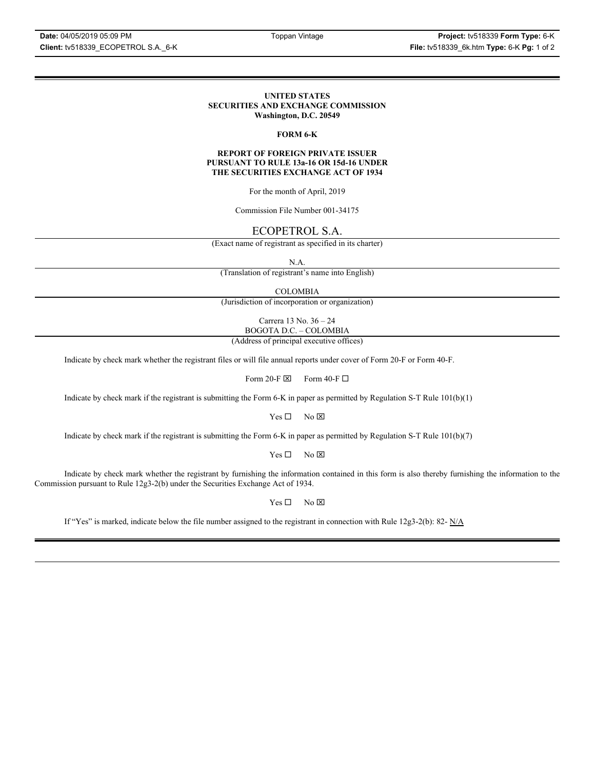**UNITED STATES**
**SECURITIES AND EXCHANGE COMMISSION**
**Washington, D.C. 20549**

**FORM 6-K**

**REPORT OF FOREIGN PRIVATE ISSUER**
**PURSUANT TO RULE 13a-16 OR 15d-16 UNDER**
**THE SECURITIES EXCHANGE ACT OF 1934**

For the month of April, 2019

Commission File Number 001-34175

ECOPETROL S.A.

(Exact name of registrant as specified in its charter)

N.A.

(Translation of registrant's name into English)

COLOMBIA

(Jurisdiction of incorporation or organization)

Carrera 13 No. 36 – 24
BOGOTA D.C. – COLOMBIA

(Address of principal executive offices)

Indicate by check mark whether the registrant files or will file annual reports under cover of Form 20-F or Form 40-F.

Form 20-F ☒ Form 40-F ☐

Indicate by check mark if the registrant is submitting the Form 6-K in paper as permitted by Regulation S-T Rule 101(b)(1)

Yes ☐ No ☒

Indicate by check mark if the registrant is submitting the Form 6-K in paper as permitted by Regulation S-T Rule 101(b)(7)

Yes ☐ No ☒

Indicate by check mark whether the registrant by furnishing the information contained in this form is also thereby furnishing the information to the Commission pursuant to Rule 12g3-2(b) under the Securities Exchange Act of 1934.

Yes ☐ No ☒

If "Yes" is marked, indicate below the file number assigned to the registrant in connection with Rule 12g3-2(b): 82- N/A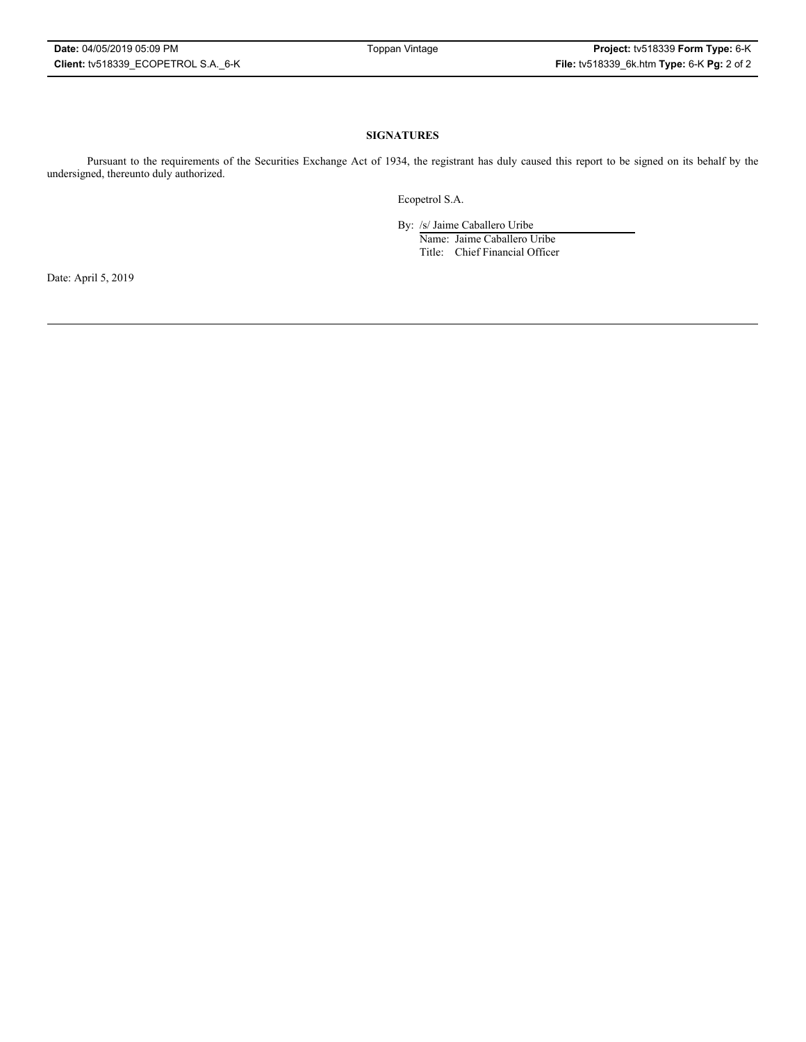**SIGNATURES**

Pursuant to the requirements of the Securities Exchange Act of 1934, the registrant has duly caused this report to be signed on its behalf by the undersigned, thereunto duly authorized.

Ecopetrol S.A.

By: /s/ Jaime Caballero Uribe
Name: Jaime Caballero Uribe
Title: Chief Financial Officer

Date: April 5, 2019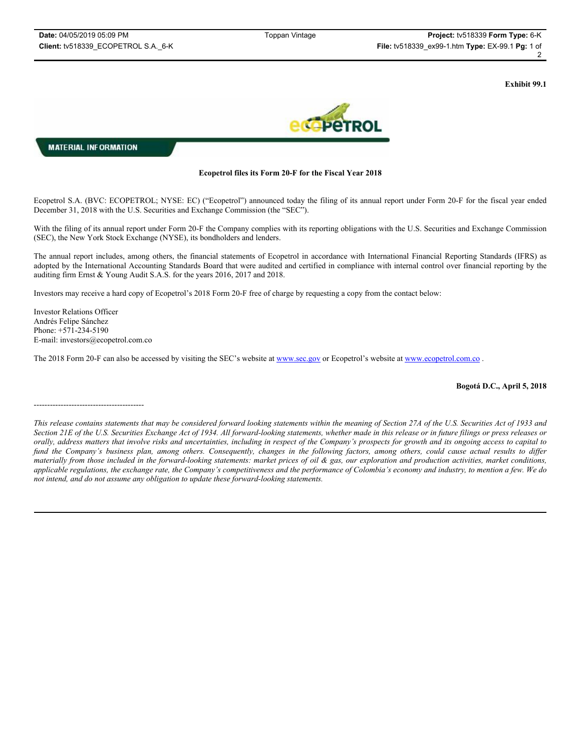Exhibit 99.1

MATERIAL INFORMATION

**Ecopetrol files its Form 20-F for the Fiscal Year 2018**

Ecopetrol S.A. (BVC: ECOPETROL; NYSE: EC) ("Ecopetrol") announced today the filing of its annual report under Form 20-F for the fiscal year ended December 31, 2018 with the U.S. Securities and Exchange Commission (the "SEC").

With the filing of its annual report under Form 20-F the Company complies with its reporting obligations with the U.S. Securities and Exchange Commission (SEC), the New York Stock Exchange (NYSE), its bondholders and lenders.

The annual report includes, among others, the financial statements of Ecopetrol in accordance with International Financial Reporting Standards (IFRS) as adopted by the International Accounting Standards Board that were audited and certified in compliance with internal control over financial reporting by the auditing firm Ernst & Young Audit S.A.S. for the years 2016, 2017 and 2018.

Investors may receive a hard copy of Ecopetrol's 2018 Form 20-F free of charge by requesting a copy from the contact below:

Investor Relations Officer
Andrés Felipe Sánchez
Phone: +571-234-5190
E-mail: investors@ecopetrol.com.co

The 2018 Form 20-F can also be accessed by visiting the SEC's website at www.sec.gov or Ecopetrol's website at www.ecopetrol.com.co .

**Bogotá D.C., April 5, 2018**

-----------------------------------------

*This release contains statements that may be considered forward looking statements within the meaning of Section 27A of the U.S. Securities Act of 1933 and Section 21E of the U.S. Securities Exchange Act of 1934. All forward-looking statements, whether made in this release or in future filings or press releases or orally, address matters that involve risks and uncertainties, including in respect of the Company's prospects for growth and its ongoing access to capital to fund the Company's business plan, among others. Consequently, changes in the following factors, among others, could cause actual results to differ materially from those included in the forward-looking statements: market prices of oil & gas, our exploration and production activities, market conditions, applicable regulations, the exchange rate, the Company's competitiveness and the performance of Colombia's economy and industry, to mention a few. We do not intend, and do not assume any obligation to update these forward-looking statements.*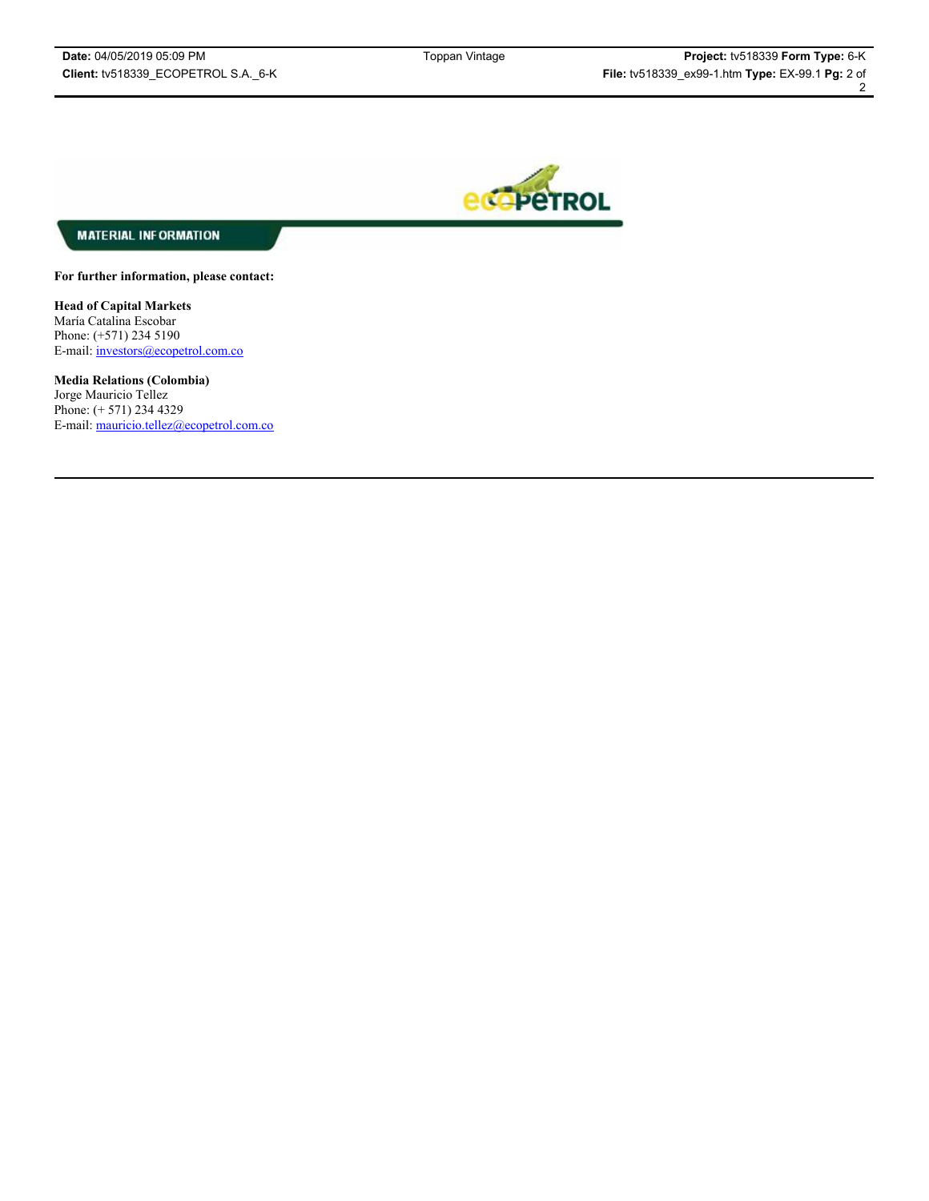MATERIAL INFORMATION

**For further information, please contact:**

**Head of Capital Markets**
María Catalina Escobar
Phone: (+571) 234 5190
E-mail: investors@ecopetrol.com.co

**Media Relations (Colombia)**
Jorge Mauricio Tellez
Phone: (+ 571) 234 4329
E-mail: mauricio.tellez@ecopetrol.com.co